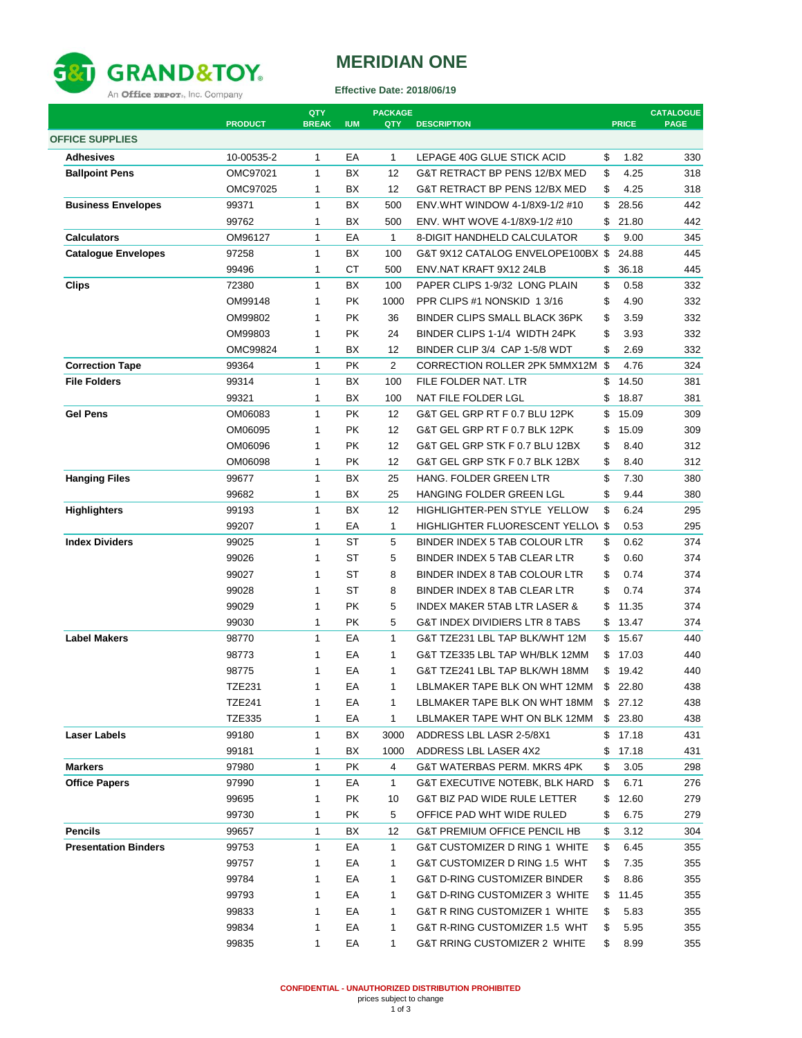# GRAND&TOY

An Office DEPOT, Inc. Company

# MERIDIAN ONE

**Effective Date: 2018/06/19**

| | PRODUCT | QTY BREAK | IUM | PACKAGE QTY | DESCRIPTION | PRICE | CATALOGUE PAGE |
|---|---|---|---|---|---|---|---|
| **OFFICE SUPPLIES** | | | | | | | |
| **Adhesives** | 10-00535-2 | 1 | EA | 1 | LEPAGE 40G GLUE STICK ACID | $ 1.82 | 330 |
| **Ballpoint Pens** | OMC97021 | 1 | BX | 12 | G&T RETRACT BP PENS 12/BX MED | $ 4.25 | 318 |
| | OMC97025 | 1 | BX | 12 | G&T RETRACT BP PENS 12/BX MED | $ 4.25 | 318 |
| **Business Envelopes** | 99371 | 1 | BX | 500 | ENV.WHT WINDOW 4-1/8X9-1/2 #10 | $ 28.56 | 442 |
| | 99762 | 1 | BX | 500 | ENV. WHT WOVE 4-1/8X9-1/2 #10 | $ 21.80 | 442 |
| **Calculators** | OM96127 | 1 | EA | 1 | 8-DIGIT HANDHELD CALCULATOR | $ 9.00 | 345 |
| **Catalogue Envelopes** | 97258 | 1 | BX | 100 | G&T 9X12 CATALOG ENVELOPE100BX | $ 24.88 | 445 |
| | 99496 | 1 | CT | 500 | ENV.NAT KRAFT 9X12 24LB | $ 36.18 | 445 |
| **Clips** | 72380 | 1 | BX | 100 | PAPER CLIPS 1-9/32 LONG PLAIN | $ 0.58 | 332 |
| | OM99148 | 1 | PK | 1000 | PPR CLIPS #1 NONSKID 1 3/16 | $ 4.90 | 332 |
| | OM99802 | 1 | PK | 36 | BINDER CLIPS SMALL BLACK 36PK | $ 3.59 | 332 |
| | OM99803 | 1 | PK | 24 | BINDER CLIPS 1-1/4 WIDTH 24PK | $ 3.93 | 332 |
| | OMC99824 | 1 | BX | 12 | BINDER CLIP 3/4 CAP 1-5/8 WDT | $ 2.69 | 332 |
| **Correction Tape** | 99364 | 1 | PK | 2 | CORRECTION ROLLER 2PK 5MMX12M | $ 4.76 | 324 |
| **File Folders** | 99314 | 1 | BX | 100 | FILE FOLDER NAT. LTR | $ 14.50 | 381 |
| | 99321 | 1 | BX | 100 | NAT FILE FOLDER LGL | $ 18.87 | 381 |
| **Gel Pens** | OM06083 | 1 | PK | 12 | G&T GEL GRP RT F 0.7 BLU 12PK | $ 15.09 | 309 |
| | OM06095 | 1 | PK | 12 | G&T GEL GRP RT F 0.7 BLK 12PK | $ 15.09 | 309 |
| | OM06096 | 1 | PK | 12 | G&T GEL GRP STK F 0.7 BLU 12BX | $ 8.40 | 312 |
| | OM06098 | 1 | PK | 12 | G&T GEL GRP STK F 0.7 BLK 12BX | $ 8.40 | 312 |
| **Hanging Files** | 99677 | 1 | BX | 25 | HANG. FOLDER GREEN LTR | $ 7.30 | 380 |
| | 99682 | 1 | BX | 25 | HANGING FOLDER GREEN LGL | $ 9.44 | 380 |
| **Highlighters** | 99193 | 1 | BX | 12 | HIGHLIGHTER-PEN STYLE YELLOW | $ 6.24 | 295 |
| | 99207 | 1 | EA | 1 | HIGHLIGHTER FLUORESCENT YELLOW | $ 0.53 | 295 |
| **Index Dividers** | 99025 | 1 | ST | 5 | BINDER INDEX 5 TAB COLOUR LTR | $ 0.62 | 374 |
| | 99026 | 1 | ST | 5 | BINDER INDEX 5 TAB CLEAR LTR | $ 0.60 | 374 |
| | 99027 | 1 | ST | 8 | BINDER INDEX 8 TAB COLOUR LTR | $ 0.74 | 374 |
| | 99028 | 1 | ST | 8 | BINDER INDEX 8 TAB CLEAR LTR | $ 0.74 | 374 |
| | 99029 | 1 | PK | 5 | INDEX MAKER 5TAB LTR LASER & | $ 11.35 | 374 |
| | 99030 | 1 | PK | 5 | G&T INDEX DIVIDIERS LTR 8 TABS | $ 13.47 | 374 |
| **Label Makers** | 98770 | 1 | EA | 1 | G&T TZE231 LBL TAP BLK/WHT 12M | $ 15.67 | 440 |
| | 98773 | 1 | EA | 1 | G&T TZE335 LBL TAP WH/BLK 12MM | $ 17.03 | 440 |
| | 98775 | 1 | EA | 1 | G&T TZE241 LBL TAP BLK/WH 18MM | $ 19.42 | 440 |
| | TZE231 | 1 | EA | 1 | LBLMAKER TAPE BLK ON WHT 12MM | $ 22.80 | 438 |
| | TZE241 | 1 | EA | 1 | LBLMAKER TAPE BLK ON WHT 18MM | $ 27.12 | 438 |
| | TZE335 | 1 | EA | 1 | LBLMAKER TAPE WHT ON BLK 12MM | $ 23.80 | 438 |
| **Laser Labels** | 99180 | 1 | BX | 3000 | ADDRESS LBL LASR 2-5/8X1 | $ 17.18 | 431 |
| | 99181 | 1 | BX | 1000 | ADDRESS LBL LASER 4X2 | $ 17.18 | 431 |
| **Markers** | 97980 | 1 | PK | 4 | G&T WATERBAS PERM. MKRS 4PK | $ 3.05 | 298 |
| **Office Papers** | 97990 | 1 | EA | 1 | G&T EXECUTIVE NOTEBK, BLK HARD | $ 6.71 | 276 |
| | 99695 | 1 | PK | 10 | G&T BIZ PAD WIDE RULE LETTER | $ 12.60 | 279 |
| | 99730 | 1 | PK | 5 | OFFICE PAD WHT WIDE RULED | $ 6.75 | 279 |
| **Pencils** | 99657 | 1 | BX | 12 | G&T PREMIUM OFFICE PENCIL HB | $ 3.12 | 304 |
| **Presentation Binders** | 99753 | 1 | EA | 1 | G&T CUSTOMIZER D RING 1 WHITE | $ 6.45 | 355 |
| | 99757 | 1 | EA | 1 | G&T CUSTOMIZER D RING 1.5 WHT | $ 7.35 | 355 |
| | 99784 | 1 | EA | 1 | G&T D-RING CUSTOMIZER BINDER | $ 8.86 | 355 |
| | 99793 | 1 | EA | 1 | G&T D-RING CUSTOMIZER 3 WHITE | $ 11.45 | 355 |
| | 99833 | 1 | EA | 1 | G&T R RING CUSTOMIZER 1 WHITE | $ 5.83 | 355 |
| | 99834 | 1 | EA | 1 | G&T R-RING CUSTOMIZER 1.5 WHT | $ 5.95 | 355 |
| | 99835 | 1 | EA | 1 | G&T RRING CUSTOMIZER 2 WHITE | $ 8.99 | 355 |

**CONFIDENTIAL - UNAUTHORIZED DISTRIBUTION PROHIBITED**

prices subject to change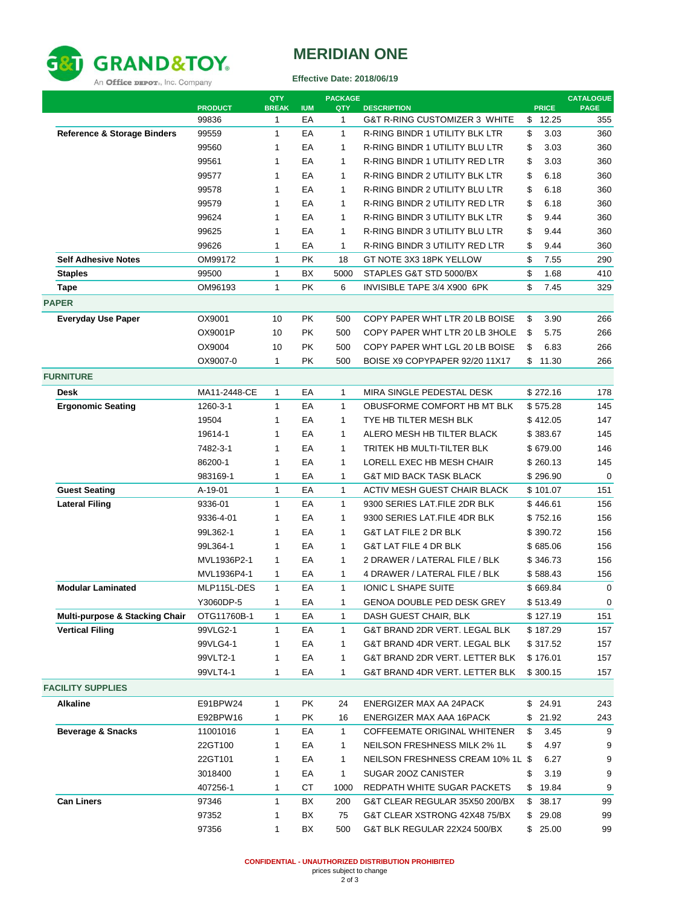# MERIDIAN ONE

**Effective Date: 2018/06/19**

| | PRODUCT | QTY BREAK | IUM | PACKAGE QTY | DESCRIPTION | PRICE | CATALOGUE PAGE |
|---|---|---|---|---|---|---|---|
| | 99836 | 1 | EA | 1 | G&T R-RING CUSTOMIZER 3 WHITE | $ 12.25 | 355 |
| **Reference & Storage Binders** | 99559 | 1 | EA | 1 | R-RING BINDR 1 UTILITY BLK LTR | $ 3.03 | 360 |
| | 99560 | 1 | EA | 1 | R-RING BINDR 1 UTILITY BLU LTR | $ 3.03 | 360 |
| | 99561 | 1 | EA | 1 | R-RING BINDR 1 UTILITY RED LTR | $ 3.03 | 360 |
| | 99577 | 1 | EA | 1 | R-RING BINDR 2 UTILITY BLK LTR | $ 6.18 | 360 |
| | 99578 | 1 | EA | 1 | R-RING BINDR 2 UTILITY BLU LTR | $ 6.18 | 360 |
| | 99579 | 1 | EA | 1 | R-RING BINDR 2 UTILITY RED LTR | $ 6.18 | 360 |
| | 99624 | 1 | EA | 1 | R-RING BINDR 3 UTILITY BLK LTR | $ 9.44 | 360 |
| | 99625 | 1 | EA | 1 | R-RING BINDR 3 UTILITY BLU LTR | $ 9.44 | 360 |
| | 99626 | 1 | EA | 1 | R-RING BINDR 3 UTILITY RED LTR | $ 9.44 | 360 |
| **Self Adhesive Notes** | OM99172 | 1 | PK | 18 | GT NOTE 3X3 18PK YELLOW | $ 7.55 | 290 |
| **Staples** | 99500 | 1 | BX | 5000 | STAPLES G&T STD 5000/BX | $ 1.68 | 410 |
| **Tape** | OM96193 | 1 | PK | 6 | INVISIBLE TAPE 3/4 X900 6PK | $ 7.45 | 329 |
| **PAPER** | | | | | | | |
| **Everyday Use Paper** | OX9001 | 10 | PK | 500 | COPY PAPER WHT LTR 20 LB BOISE | $ 3.90 | 266 |
| | OX9001P | 10 | PK | 500 | COPY PAPER WHT LTR 20 LB 3HOLE | $ 5.75 | 266 |
| | OX9004 | 10 | PK | 500 | COPY PAPER WHT LGL 20 LB BOISE | $ 6.83 | 266 |
| | OX9007-0 | 1 | PK | 500 | BOISE X9 COPYPAPER 92/20 11X17 | $ 11.30 | 266 |
| **FURNITURE** | | | | | | | |
| **Desk** | MA11-2448-CE | 1 | EA | 1 | MIRA SINGLE PEDESTAL DESK | $ 272.16 | 178 |
| **Ergonomic Seating** | 1260-3-1 | 1 | EA | 1 | OBUSFORME COMFORT HB MT BLK | $ 575.28 | 145 |
| | 19504 | 1 | EA | 1 | TYE HB TILTER MESH BLK | $ 412.05 | 147 |
| | 19614-1 | 1 | EA | 1 | ALERO MESH HB TILTER BLACK | $ 383.67 | 145 |
| | 7482-3-1 | 1 | EA | 1 | TRITEK HB MULTI-TILTER BLK | $ 679.00 | 146 |
| | 86200-1 | 1 | EA | 1 | LORELL EXEC HB MESH CHAIR | $ 260.13 | 145 |
| | 983169-1 | 1 | EA | 1 | G&T MID BACK TASK BLACK | $ 296.90 | 0 |
| **Guest Seating** | A-19-01 | 1 | EA | 1 | ACTIV MESH GUEST CHAIR BLACK | $ 101.07 | 151 |
| **Lateral Filing** | 9336-01 | 1 | EA | 1 | 9300 SERIES LAT.FILE 2DR BLK | $ 446.61 | 156 |
| | 9336-4-01 | 1 | EA | 1 | 9300 SERIES LAT.FILE 4DR BLK | $ 752.16 | 156 |
| | 99L362-1 | 1 | EA | 1 | G&T LAT FILE 2 DR BLK | $ 390.72 | 156 |
| | 99L364-1 | 1 | EA | 1 | G&T LAT FILE 4 DR BLK | $ 685.06 | 156 |
| | MVL1936P2-1 | 1 | EA | 1 | 2 DRAWER / LATERAL FILE / BLK | $ 346.73 | 156 |
| | MVL1936P4-1 | 1 | EA | 1 | 4 DRAWER / LATERAL FILE / BLK | $ 588.43 | 156 |
| **Modular Laminated** | MLP115L-DES | 1 | EA | 1 | IONIC L SHAPE SUITE | $ 669.84 | 0 |
| | Y3060DP-5 | 1 | EA | 1 | GENOA DOUBLE PED DESK GREY | $ 513.49 | 0 |
| **Multi-purpose & Stacking Chair** | OTG11760B-1 | 1 | EA | 1 | DASH GUEST CHAIR, BLK | $ 127.19 | 151 |
| **Vertical Filing** | 99VLG2-1 | 1 | EA | 1 | G&T BRAND 2DR VERT. LEGAL BLK | $ 187.29 | 157 |
| | 99VLG4-1 | 1 | EA | 1 | G&T BRAND 4DR VERT. LEGAL BLK | $ 317.52 | 157 |
| | 99VLT2-1 | 1 | EA | 1 | G&T BRAND 2DR VERT. LETTER BLK | $ 176.01 | 157 |
| | 99VLT4-1 | 1 | EA | 1 | G&T BRAND 4DR VERT. LETTER BLK | $ 300.15 | 157 |
| **FACILITY SUPPLIES** | | | | | | | |
| **Alkaline** | E91BPW24 | 1 | PK | 24 | ENERGIZER MAX AA 24PACK | $ 24.91 | 243 |
| | E92BPW16 | 1 | PK | 16 | ENERGIZER MAX AAA 16PACK | $ 21.92 | 243 |
| **Beverage & Snacks** | 11001016 | 1 | EA | 1 | COFFEEMATE ORIGINAL WHITENER | $ 3.45 | 9 |
| | 22GT100 | 1 | EA | 1 | NEILSON FRESHNESS MILK 2% 1L | $ 4.97 | 9 |
| | 22GT101 | 1 | EA | 1 | NEILSON FRESHNESS CREAM 10% 1L | $ 6.27 | 9 |
| | 3018400 | 1 | EA | 1 | SUGAR 20OZ CANISTER | $ 3.19 | 9 |
| | 407256-1 | 1 | CT | 1000 | REDPATH WHITE SUGAR PACKETS | $ 19.84 | 9 |
| **Can Liners** | 97346 | 1 | BX | 200 | G&T CLEAR REGULAR 35X50 200/BX | $ 38.17 | 99 |
| | 97352 | 1 | BX | 75 | G&T CLEAR XSTRONG 42X48 75/BX | $ 29.08 | 99 |
| | 97356 | 1 | BX | 500 | G&T BLK REGULAR 22X24 500/BX | $ 25.00 | 99 |

**CONFIDENTIAL - UNAUTHORIZED DISTRIBUTION PROHIBITED**

prices subject to change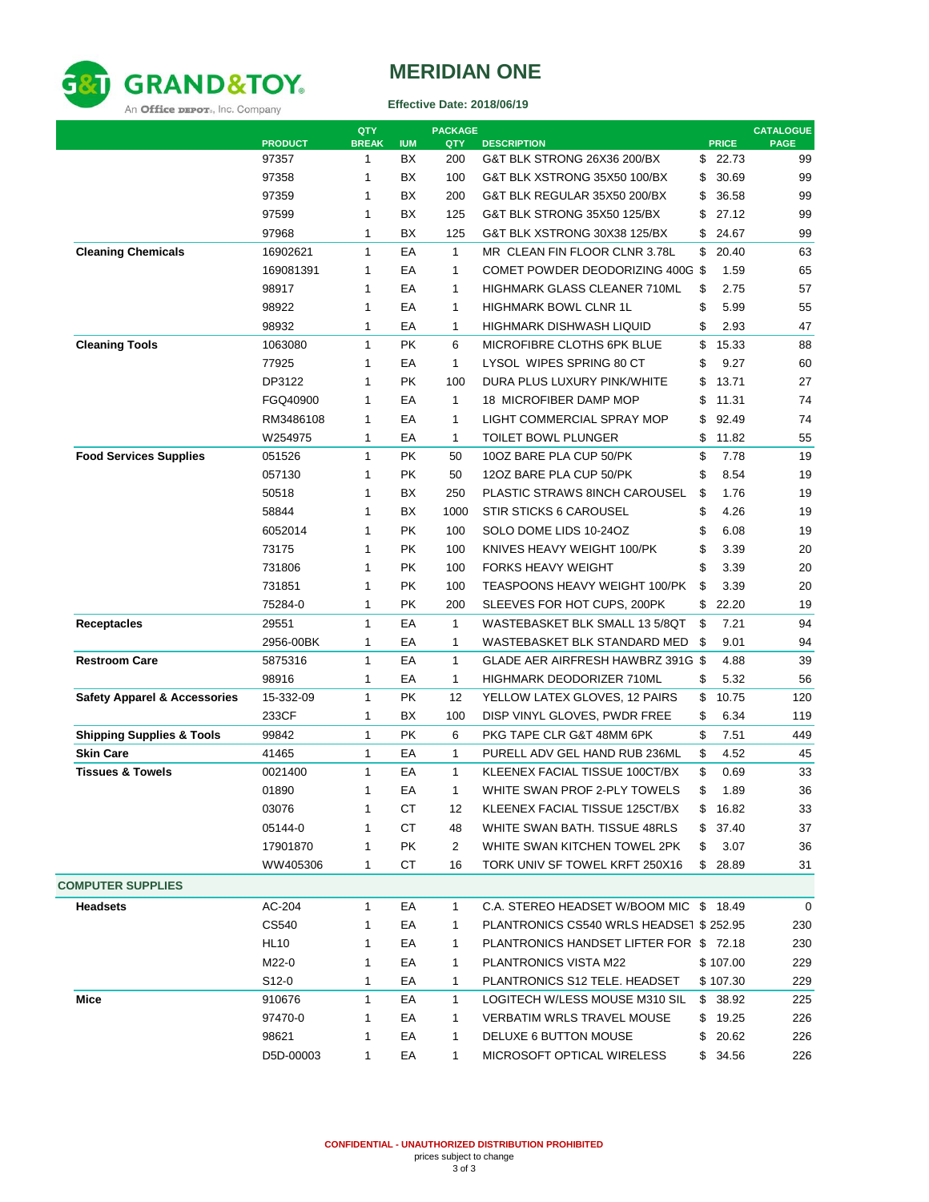# MERIDIAN ONE

**Effective Date: 2018/06/19**

| | PRODUCT | QTY BREAK | IUM | PACKAGE QTY | DESCRIPTION | PRICE | CATALOGUE PAGE |
|---|---|---|---|---|---|---|---|
| | 97357 | 1 | BX | 200 | G&T BLK STRONG 26X36 200/BX | $ 22.73 | 99 |
| | 97358 | 1 | BX | 100 | G&T BLK XSTRONG 35X50 100/BX | $ 30.69 | 99 |
| | 97359 | 1 | BX | 200 | G&T BLK REGULAR 35X50 200/BX | $ 36.58 | 99 |
| | 97599 | 1 | BX | 125 | G&T BLK STRONG 35X50 125/BX | $ 27.12 | 99 |
| | 97968 | 1 | BX | 125 | G&T BLK XSTRONG 30X38 125/BX | $ 24.67 | 99 |
| **Cleaning Chemicals** | 16902621 | 1 | EA | 1 | MR CLEAN FIN FLOOR CLNR 3.78L | $ 20.40 | 63 |
| | 169081391 | 1 | EA | 1 | COMET POWDER DEODORIZING 400G | $ 1.59 | 65 |
| | 98917 | 1 | EA | 1 | HIGHMARK GLASS CLEANER 710ML | $ 2.75 | 57 |
| | 98922 | 1 | EA | 1 | HIGHMARK BOWL CLNR 1L | $ 5.99 | 55 |
| | 98932 | 1 | EA | 1 | HIGHMARK DISHWASH LIQUID | $ 2.93 | 47 |
| **Cleaning Tools** | 1063080 | 1 | PK | 6 | MICROFIBRE CLOTHS 6PK BLUE | $ 15.33 | 88 |
| | 77925 | 1 | EA | 1 | LYSOL WIPES SPRING 80 CT | $ 9.27 | 60 |
| | DP3122 | 1 | PK | 100 | DURA PLUS LUXURY PINK/WHITE | $ 13.71 | 27 |
| | FGQ40900 | 1 | EA | 1 | 18 MICROFIBER DAMP MOP | $ 11.31 | 74 |
| | RM3486108 | 1 | EA | 1 | LIGHT COMMERCIAL SPRAY MOP | $ 92.49 | 74 |
| | W254975 | 1 | EA | 1 | TOILET BOWL PLUNGER | $ 11.82 | 55 |
| **Food Services Supplies** | 051526 | 1 | PK | 50 | 10OZ BARE PLA CUP 50/PK | $ 7.78 | 19 |
| | 057130 | 1 | PK | 50 | 12OZ BARE PLA CUP 50/PK | $ 8.54 | 19 |
| | 50518 | 1 | BX | 250 | PLASTIC STRAWS 8INCH CAROUSEL | $ 1.76 | 19 |
| | 58844 | 1 | BX | 1000 | STIR STICKS 6 CAROUSEL | $ 4.26 | 19 |
| | 6052014 | 1 | PK | 100 | SOLO DOME LIDS 10-24OZ | $ 6.08 | 19 |
| | 73175 | 1 | PK | 100 | KNIVES HEAVY WEIGHT 100/PK | $ 3.39 | 20 |
| | 731806 | 1 | PK | 100 | FORKS HEAVY WEIGHT | $ 3.39 | 20 |
| | 731851 | 1 | PK | 100 | TEASPOONS HEAVY WEIGHT 100/PK | $ 3.39 | 20 |
| | 75284-0 | 1 | PK | 200 | SLEEVES FOR HOT CUPS, 200PK | $ 22.20 | 19 |
| **Receptacles** | 29551 | 1 | EA | 1 | WASTEBASKET BLK SMALL 13 5/8QT | $ 7.21 | 94 |
| | 2956-00BK | 1 | EA | 1 | WASTEBASKET BLK STANDARD MED | $ 9.01 | 94 |
| **Restroom Care** | 5875316 | 1 | EA | 1 | GLADE AER AIRFRESH HAWBRZ 391G | $ 4.88 | 39 |
| | 98916 | 1 | EA | 1 | HIGHMARK DEODORIZER 710ML | $ 5.32 | 56 |
| **Safety Apparel & Accessories** | 15-332-09 | 1 | PK | 12 | YELLOW LATEX GLOVES, 12 PAIRS | $ 10.75 | 120 |
| | 233CF | 1 | BX | 100 | DISP VINYL GLOVES, PWDR FREE | $ 6.34 | 119 |
| **Shipping Supplies & Tools** | 99842 | 1 | PK | 6 | PKG TAPE CLR G&T 48MM 6PK | $ 7.51 | 449 |
| **Skin Care** | 41465 | 1 | EA | 1 | PURELL ADV GEL HAND RUB 236ML | $ 4.52 | 45 |
| **Tissues & Towels** | 0021400 | 1 | EA | 1 | KLEENEX FACIAL TISSUE 100CT/BX | $ 0.69 | 33 |
| | 01890 | 1 | EA | 1 | WHITE SWAN PROF 2-PLY TOWELS | $ 1.89 | 36 |
| | 03076 | 1 | CT | 12 | KLEENEX FACIAL TISSUE 125CT/BX | $ 16.82 | 33 |
| | 05144-0 | 1 | CT | 48 | WHITE SWAN BATH. TISSUE 48RLS | $ 37.40 | 37 |
| | 17901870 | 1 | PK | 2 | WHITE SWAN KITCHEN TOWEL 2PK | $ 3.07 | 36 |
| | WW405306 | 1 | CT | 16 | TORK UNIV SF TOWEL KRFT 250X16 | $ 28.89 | 31 |
| **COMPUTER SUPPLIES** | | | | | | | |
| **Headsets** | AC-204 | 1 | EA | 1 | C.A. STEREO HEADSET W/BOOM MIC | $ 18.49 | 0 |
| | CS540 | 1 | EA | 1 | PLANTRONICS CS540 WRLS HEADSET | $ 252.95 | 230 |
| | HL10 | 1 | EA | 1 | PLANTRONICS HANDSET LIFTER FOR | $ 72.18 | 230 |
| | M22-0 | 1 | EA | 1 | PLANTRONICS VISTA M22 | $ 107.00 | 229 |
| | S12-0 | 1 | EA | 1 | PLANTRONICS S12 TELE. HEADSET | $ 107.30 | 229 |
| **Mice** | 910676 | 1 | EA | 1 | LOGITECH W/LESS MOUSE M310 SIL | $ 38.92 | 225 |
| | 97470-0 | 1 | EA | 1 | VERBATIM WRLS TRAVEL MOUSE | $ 19.25 | 226 |
| | 98621 | 1 | EA | 1 | DELUXE 6 BUTTON MOUSE | $ 20.62 | 226 |
| | D5D-00003 | 1 | EA | 1 | MICROSOFT OPTICAL WIRELESS | $ 34.56 | 226 |

**CONFIDENTIAL - UNAUTHORIZED DISTRIBUTION PROHIBITED**

prices subject to change